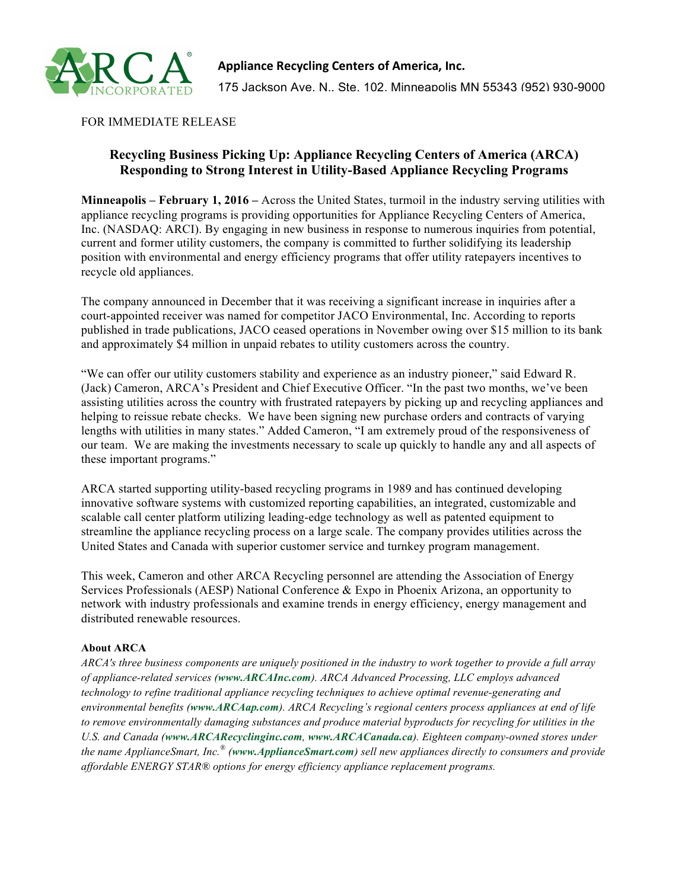**Appliance Recycling Centers of America, Inc.**

175 Jackson Ave. N., Ste. 102, Minneapolis MN 55343 (952) 930-9000

FOR IMMEDIATE RELEASE

## Recycling Business Picking Up: Appliance Recycling Centers of America (ARCA) Responding to Strong Interest in Utility-Based Appliance Recycling Programs

**Minneapolis – February 1, 2016 –** Across the United States, turmoil in the industry serving utilities with appliance recycling programs is providing opportunities for Appliance Recycling Centers of America, Inc. (NASDAQ: ARCI). By engaging in new business in response to numerous inquiries from potential, current and former utility customers, the company is committed to further solidifying its leadership position with environmental and energy efficiency programs that offer utility ratepayers incentives to recycle old appliances.

The company announced in December that it was receiving a significant increase in inquiries after a court-appointed receiver was named for competitor JACO Environmental, Inc. According to reports published in trade publications, JACO ceased operations in November owing over $15 million to its bank and approximately $4 million in unpaid rebates to utility customers across the country.

"We can offer our utility customers stability and experience as an industry pioneer," said Edward R. (Jack) Cameron, ARCA's President and Chief Executive Officer. "In the past two months, we've been assisting utilities across the country with frustrated ratepayers by picking up and recycling appliances and helping to reissue rebate checks. We have been signing new purchase orders and contracts of varying lengths with utilities in many states." Added Cameron, "I am extremely proud of the responsiveness of our team. We are making the investments necessary to scale up quickly to handle any and all aspects of these important programs."

ARCA started supporting utility-based recycling programs in 1989 and has continued developing innovative software systems with customized reporting capabilities, an integrated, customizable and scalable call center platform utilizing leading-edge technology as well as patented equipment to streamline the appliance recycling process on a large scale. The company provides utilities across the United States and Canada with superior customer service and turnkey program management.

This week, Cameron and other ARCA Recycling personnel are attending the Association of Energy Services Professionals (AESP) National Conference & Expo in Phoenix Arizona, an opportunity to network with industry professionals and examine trends in energy efficiency, energy management and distributed renewable resources.

**About ARCA**

*ARCA's three business components are uniquely positioned in the industry to work together to provide a full array of appliance-related services (**www.ARCAInc.com**). ARCA Advanced Processing, LLC employs advanced technology to refine traditional appliance recycling techniques to achieve optimal revenue-generating and environmental benefits (**www.ARCAap.com**). ARCA Recycling's regional centers process appliances at end of life to remove environmentally damaging substances and produce material byproducts for recycling for utilities in the U.S. and Canada (**www.ARCARecyclinginc.com**, **www.ARCACanada.ca**). Eighteen company-owned stores under the name ApplianceSmart, Inc.® (**www.ApplianceSmart.com**) sell new appliances directly to consumers and provide affordable ENERGY STAR® options for energy efficiency appliance replacement programs.*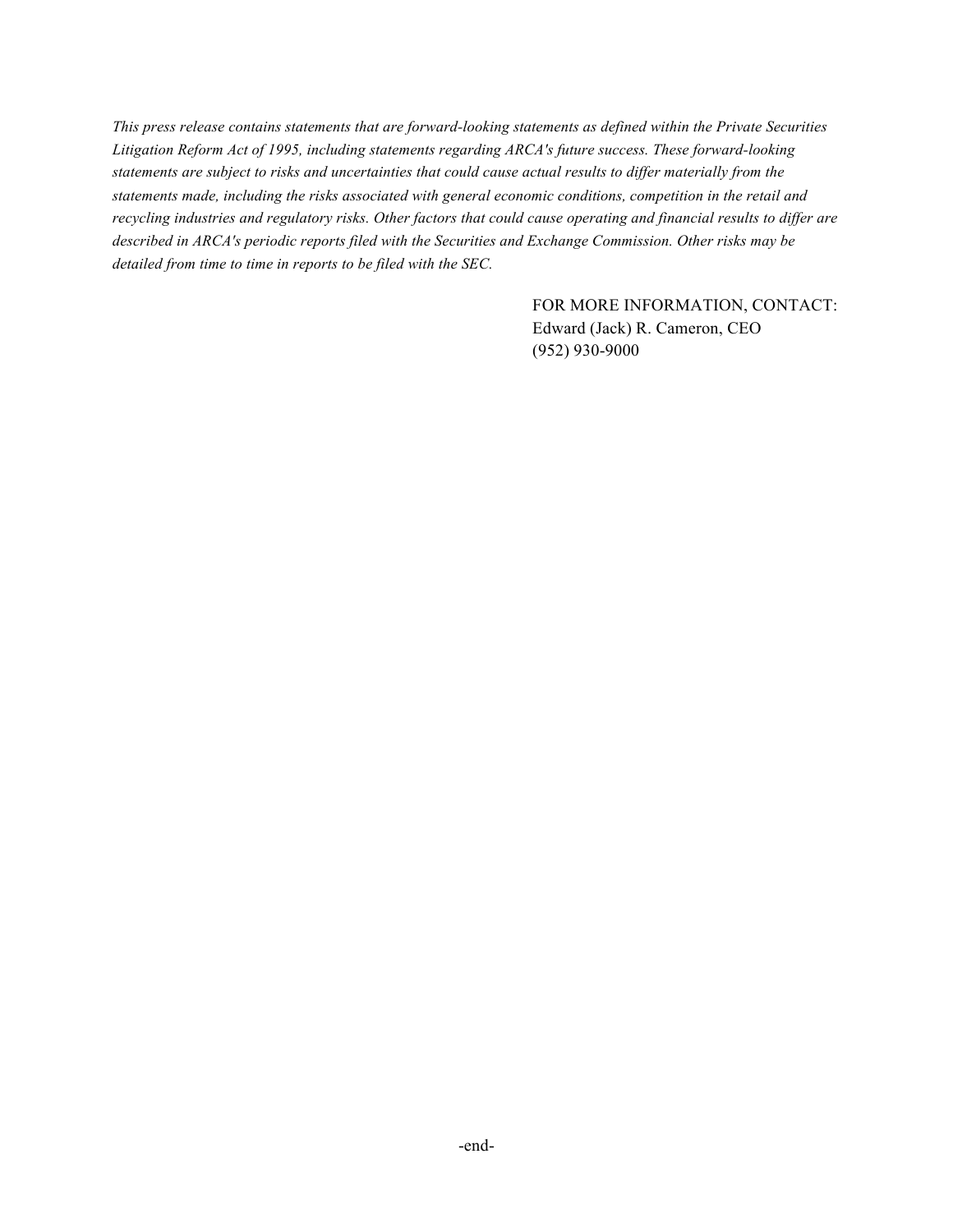*This press release contains statements that are forward-looking statements as defined within the Private Securities Litigation Reform Act of 1995, including statements regarding ARCA's future success. These forward-looking statements are subject to risks and uncertainties that could cause actual results to differ materially from the statements made, including the risks associated with general economic conditions, competition in the retail and recycling industries and regulatory risks. Other factors that could cause operating and financial results to differ are described in ARCA's periodic reports filed with the Securities and Exchange Commission. Other risks may be detailed from time to time in reports to be filed with the SEC.*

FOR MORE INFORMATION, CONTACT:
Edward (Jack) R. Cameron, CEO
(952) 930-9000

-end-